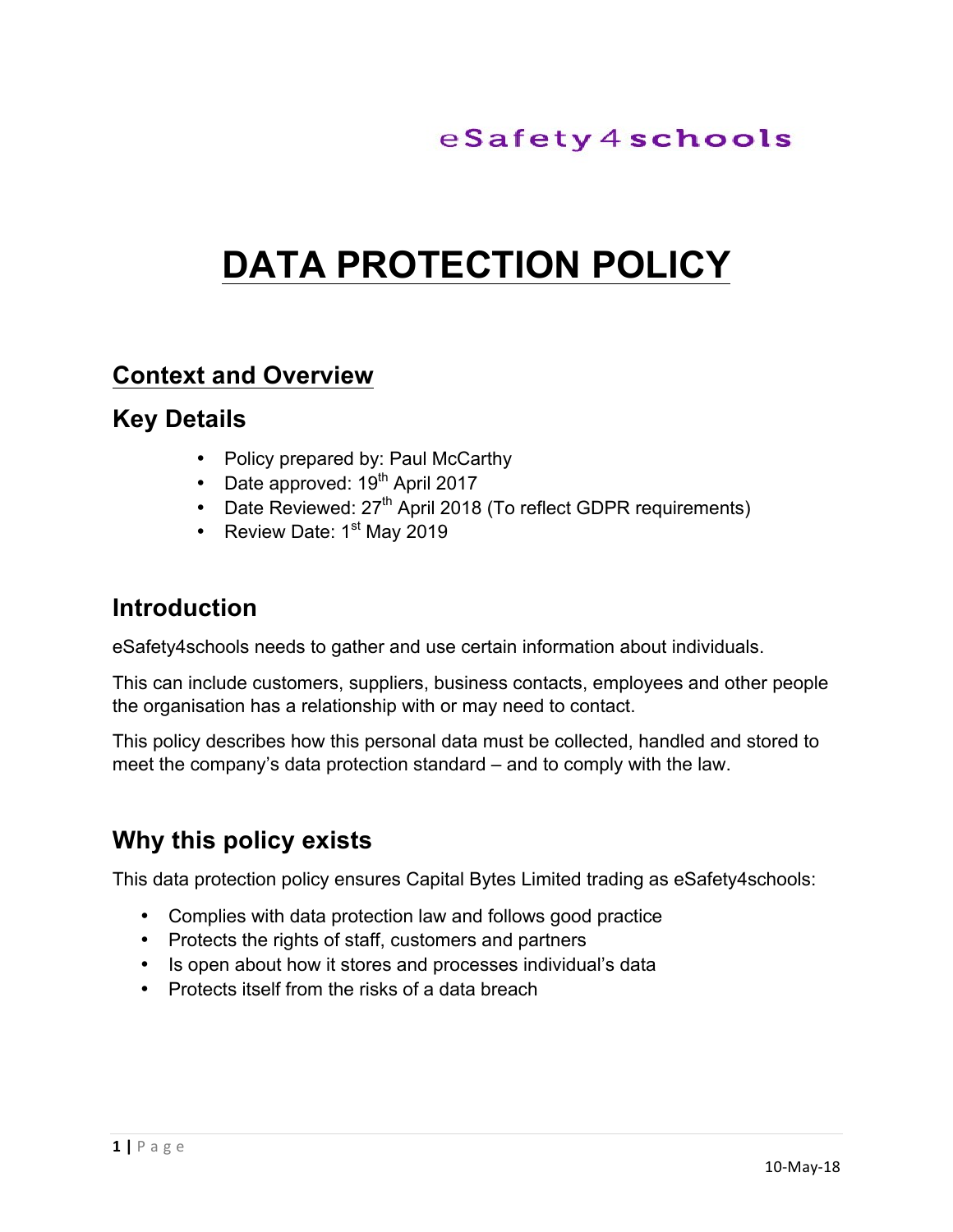eSafety4schools

# DATA PROTECTION POLICY

## Context and Overview

### Key Details

- Policy prepared by: Paul McCarthy
- Date approved: 19th April 2017
- Date Reviewed: 27th April 2018 (To reflect GDPR requirements)
- Review Date: 1st May 2019

### Introduction

eSafety4schools needs to gather and use certain information about individuals.

This can include customers, suppliers, business contacts, employees and other people the organisation has a relationship with or may need to contact.

This policy describes how this personal data must be collected, handled and stored to meet the company's data protection standard – and to comply with the law.

### Why this policy exists

This data protection policy ensures Capital Bytes Limited trading as eSafety4schools:

- Complies with data protection law and follows good practice
- Protects the rights of staff, customers and partners
- Is open about how it stores and processes individual's data
- Protects itself from the risks of a data breach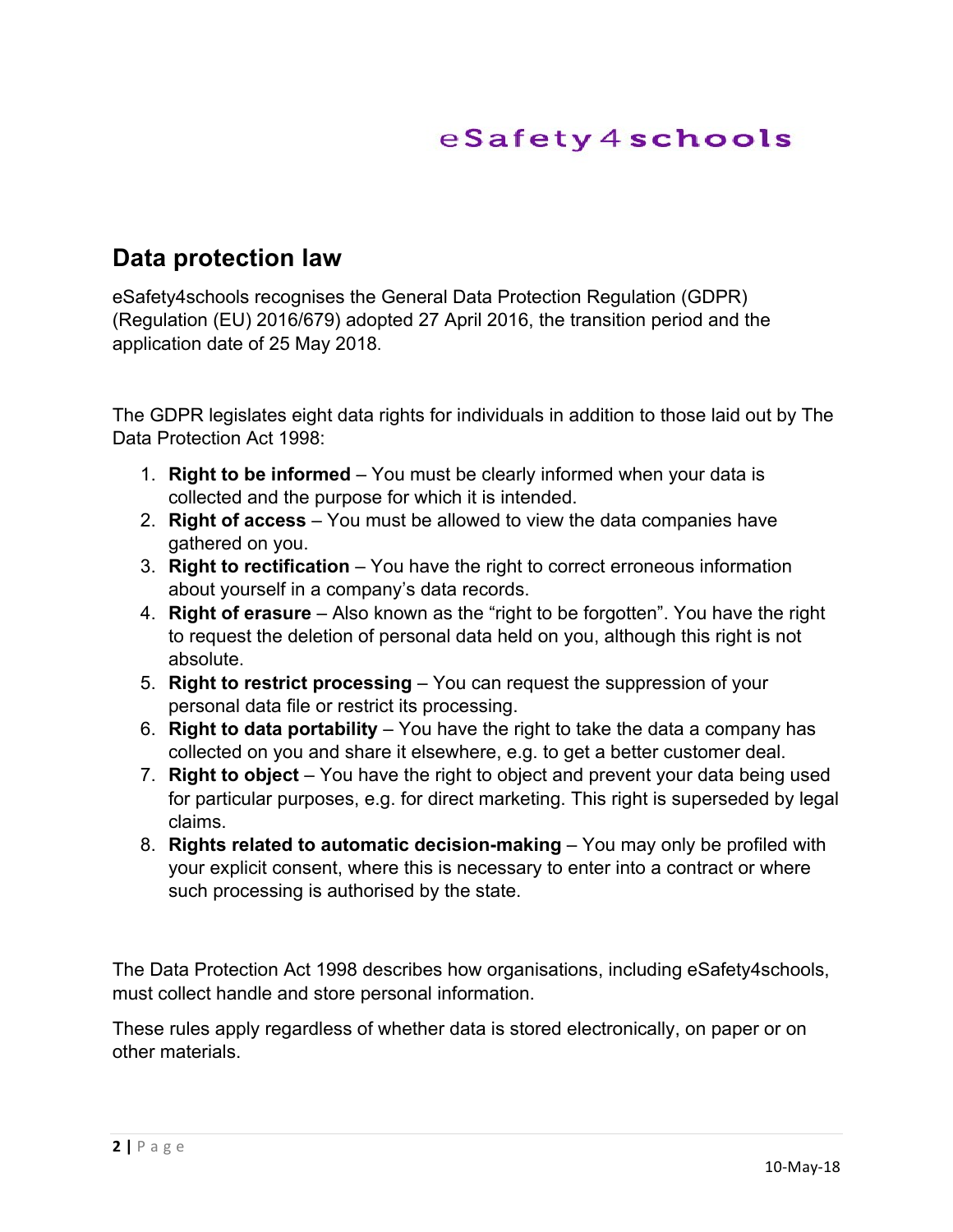eSafety4schools

## Data protection law

eSafety4schools recognises the General Data Protection Regulation (GDPR) (Regulation (EU) 2016/679) adopted 27 April 2016, the transition period and the application date of 25 May 2018.

The GDPR legislates eight data rights for individuals in addition to those laid out by The Data Protection Act 1998:

1. **Right to be informed** – You must be clearly informed when your data is collected and the purpose for which it is intended.
2. **Right of access** – You must be allowed to view the data companies have gathered on you.
3. **Right to rectification** – You have the right to correct erroneous information about yourself in a company's data records.
4. **Right of erasure** – Also known as the "right to be forgotten". You have the right to request the deletion of personal data held on you, although this right is not absolute.
5. **Right to restrict processing** – You can request the suppression of your personal data file or restrict its processing.
6. **Right to data portability** – You have the right to take the data a company has collected on you and share it elsewhere, e.g. to get a better customer deal.
7. **Right to object** – You have the right to object and prevent your data being used for particular purposes, e.g. for direct marketing. This right is superseded by legal claims.
8. **Rights related to automatic decision-making** – You may only be profiled with your explicit consent, where this is necessary to enter into a contract or where such processing is authorised by the state.

The Data Protection Act 1998 describes how organisations, including eSafety4schools, must collect handle and store personal information.

These rules apply regardless of whether data is stored electronically, on paper or on other materials.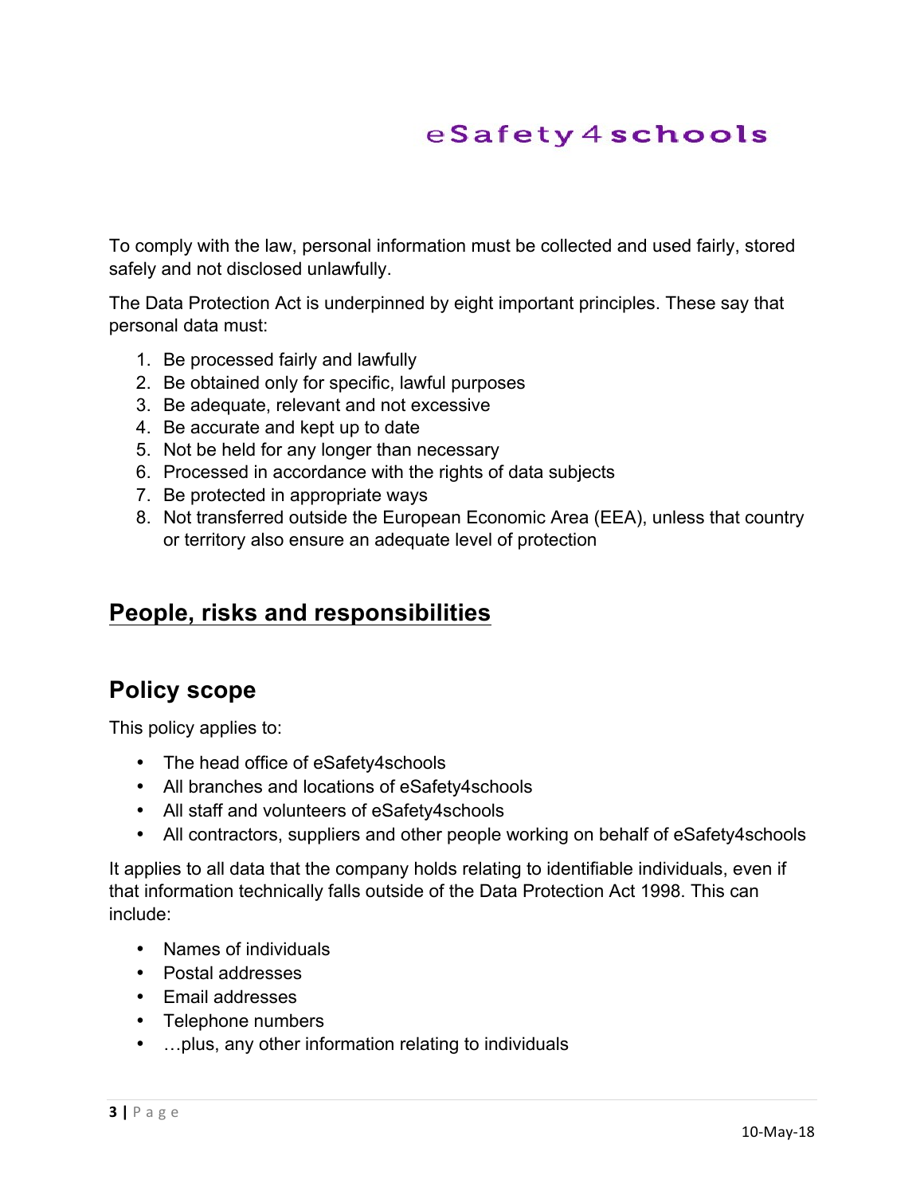To comply with the law, personal information must be collected and used fairly, stored safely and not disclosed unlawfully.

The Data Protection Act is underpinned by eight important principles. These say that personal data must:

1. Be processed fairly and lawfully
2. Be obtained only for specific, lawful purposes
3. Be adequate, relevant and not excessive
4. Be accurate and kept up to date
5. Not be held for any longer than necessary
6. Processed in accordance with the rights of data subjects
7. Be protected in appropriate ways
8. Not transferred outside the European Economic Area (EEA), unless that country or territory also ensure an adequate level of protection

## People, risks and responsibilities

## Policy scope

This policy applies to:

- The head office of eSafety4schools
- All branches and locations of eSafety4schools
- All staff and volunteers of eSafety4schools
- All contractors, suppliers and other people working on behalf of eSafety4schools

It applies to all data that the company holds relating to identifiable individuals, even if that information technically falls outside of the Data Protection Act 1998. This can include:

- Names of individuals
- Postal addresses
- Email addresses
- Telephone numbers
- …plus, any other information relating to individuals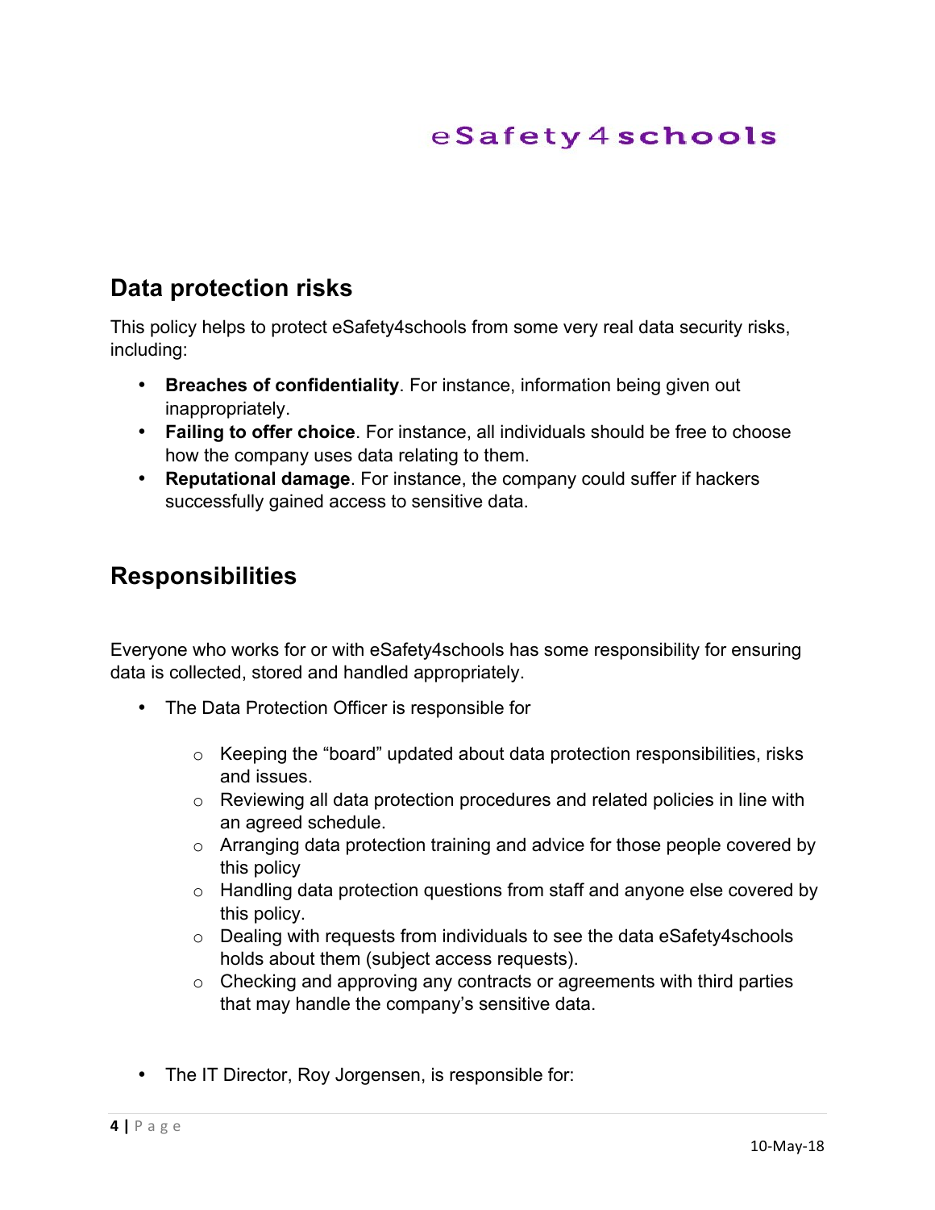## Data protection risks

This policy helps to protect eSafety4schools from some very real data security risks, including:

- **Breaches of confidentiality**. For instance, information being given out inappropriately.
- **Failing to offer choice**. For instance, all individuals should be free to choose how the company uses data relating to them.
- **Reputational damage**. For instance, the company could suffer if hackers successfully gained access to sensitive data.

## Responsibilities

Everyone who works for or with eSafety4schools has some responsibility for ensuring data is collected, stored and handled appropriately.

- The Data Protection Officer is responsible for
    - Keeping the "board" updated about data protection responsibilities, risks and issues.
    - Reviewing all data protection procedures and related policies in line with an agreed schedule.
    - Arranging data protection training and advice for those people covered by this policy
    - Handling data protection questions from staff and anyone else covered by this policy.
    - Dealing with requests from individuals to see the data eSafety4schools holds about them (subject access requests).
    - Checking and approving any contracts or agreements with third parties that may handle the company's sensitive data.

- The IT Director, Roy Jorgensen, is responsible for: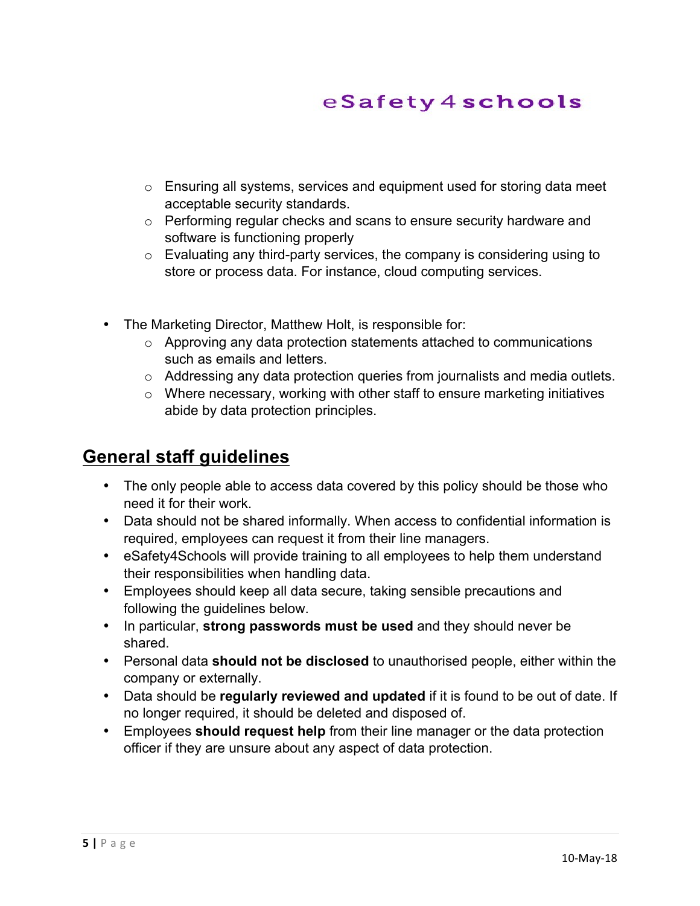- Ensuring all systems, services and equipment used for storing data meet acceptable security standards.
  - Performing regular checks and scans to ensure security hardware and software is functioning properly
  - Evaluating any third-party services, the company is considering using to store or process data. For instance, cloud computing services.

- The Marketing Director, Matthew Holt, is responsible for:
  - Approving any data protection statements attached to communications such as emails and letters.
  - Addressing any data protection queries from journalists and media outlets.
  - Where necessary, working with other staff to ensure marketing initiatives abide by data protection principles.

## General staff guidelines

- The only people able to access data covered by this policy should be those who need it for their work.
- Data should not be shared informally. When access to confidential information is required, employees can request it from their line managers.
- eSafety4Schools will provide training to all employees to help them understand their responsibilities when handling data.
- Employees should keep all data secure, taking sensible precautions and following the guidelines below.
- In particular, **strong passwords must be used** and they should never be shared.
- Personal data **should not be disclosed** to unauthorised people, either within the company or externally.
- Data should be **regularly reviewed and updated** if it is found to be out of date. If no longer required, it should be deleted and disposed of.
- Employees **should request help** from their line manager or the data protection officer if they are unsure about any aspect of data protection.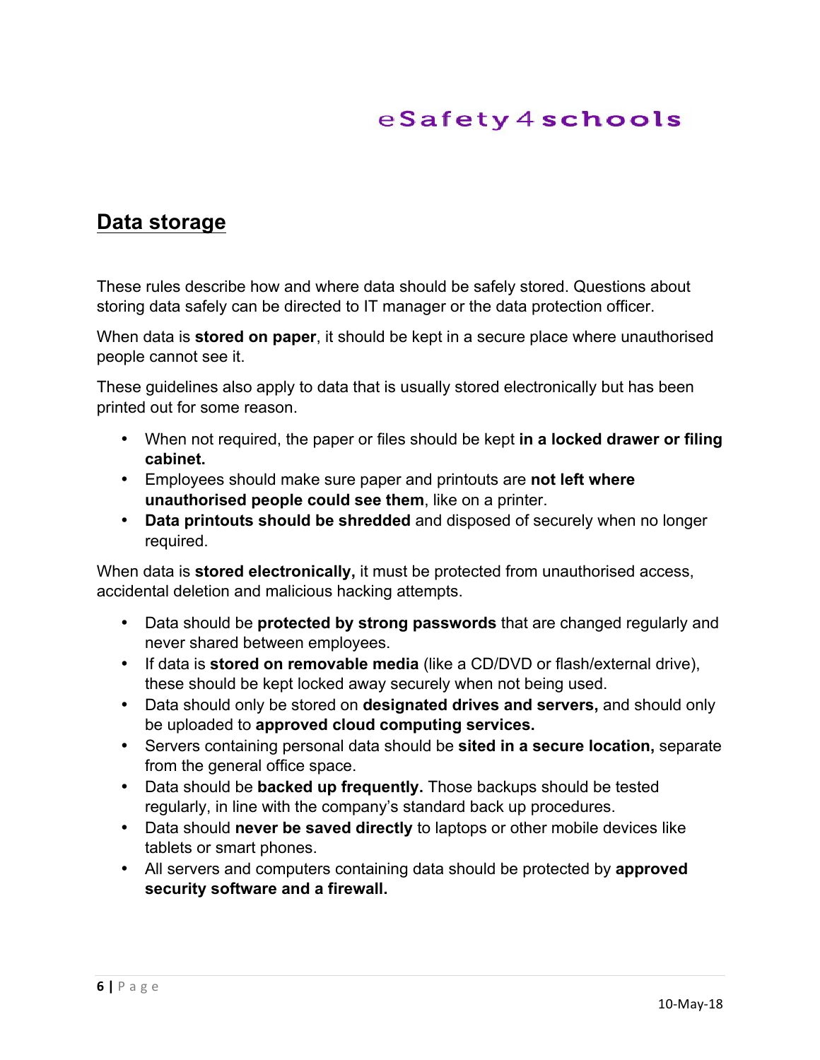## Data storage

These rules describe how and where data should be safely stored. Questions about storing data safely can be directed to IT manager or the data protection officer.

When data is **stored on paper**, it should be kept in a secure place where unauthorised people cannot see it.

These guidelines also apply to data that is usually stored electronically but has been printed out for some reason.

- When not required, the paper or files should be kept **in a locked drawer or filing cabinet.**
- Employees should make sure paper and printouts are **not left where unauthorised people could see them**, like on a printer.
- **Data printouts should be shredded** and disposed of securely when no longer required.

When data is **stored electronically,** it must be protected from unauthorised access, accidental deletion and malicious hacking attempts.

- Data should be **protected by strong passwords** that are changed regularly and never shared between employees.
- If data is **stored on removable media** (like a CD/DVD or flash/external drive), these should be kept locked away securely when not being used.
- Data should only be stored on **designated drives and servers,** and should only be uploaded to **approved cloud computing services.**
- Servers containing personal data should be **sited in a secure location,** separate from the general office space.
- Data should be **backed up frequently.** Those backups should be tested regularly, in line with the company's standard back up procedures.
- Data should **never be saved directly** to laptops or other mobile devices like tablets or smart phones.
- All servers and computers containing data should be protected by **approved security software and a firewall.**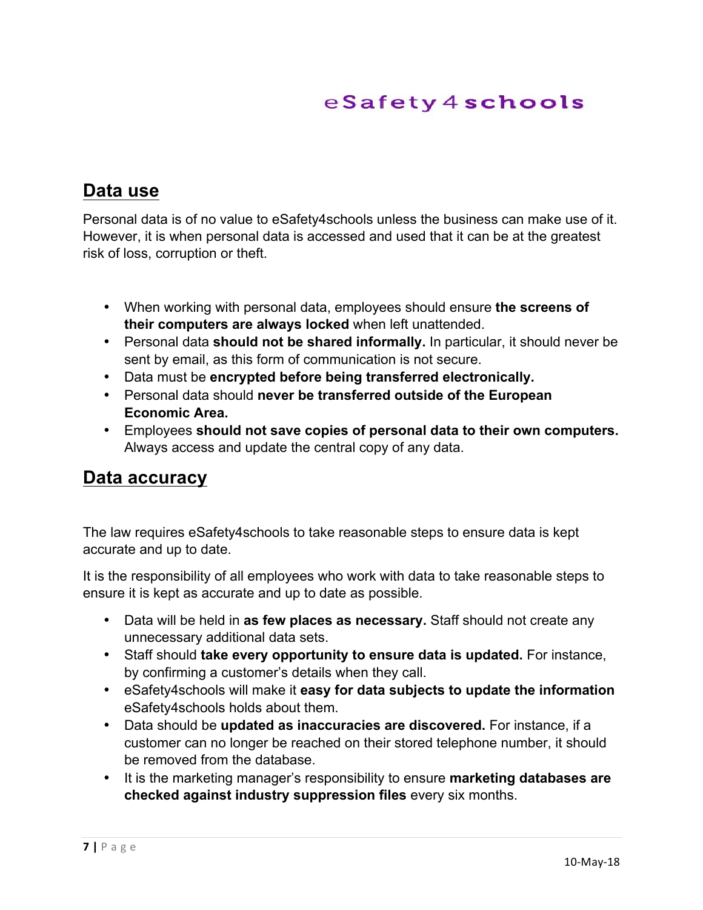## Data use

Personal data is of no value to eSafety4schools unless the business can make use of it. However, it is when personal data is accessed and used that it can be at the greatest risk of loss, corruption or theft.

- When working with personal data, employees should ensure **the screens of their computers are always locked** when left unattended.
- Personal data **should not be shared informally.** In particular, it should never be sent by email, as this form of communication is not secure.
- Data must be **encrypted before being transferred electronically.**
- Personal data should **never be transferred outside of the European Economic Area.**
- Employees **should not save copies of personal data to their own computers.** Always access and update the central copy of any data.

## Data accuracy

The law requires eSafety4schools to take reasonable steps to ensure data is kept accurate and up to date.

It is the responsibility of all employees who work with data to take reasonable steps to ensure it is kept as accurate and up to date as possible.

- Data will be held in **as few places as necessary.** Staff should not create any unnecessary additional data sets.
- Staff should **take every opportunity to ensure data is updated.** For instance, by confirming a customer's details when they call.
- eSafety4schools will make it **easy for data subjects to update the information** eSafety4schools holds about them.
- Data should be **updated as inaccuracies are discovered.** For instance, if a customer can no longer be reached on their stored telephone number, it should be removed from the database.
- It is the marketing manager's responsibility to ensure **marketing databases are checked against industry suppression files** every six months.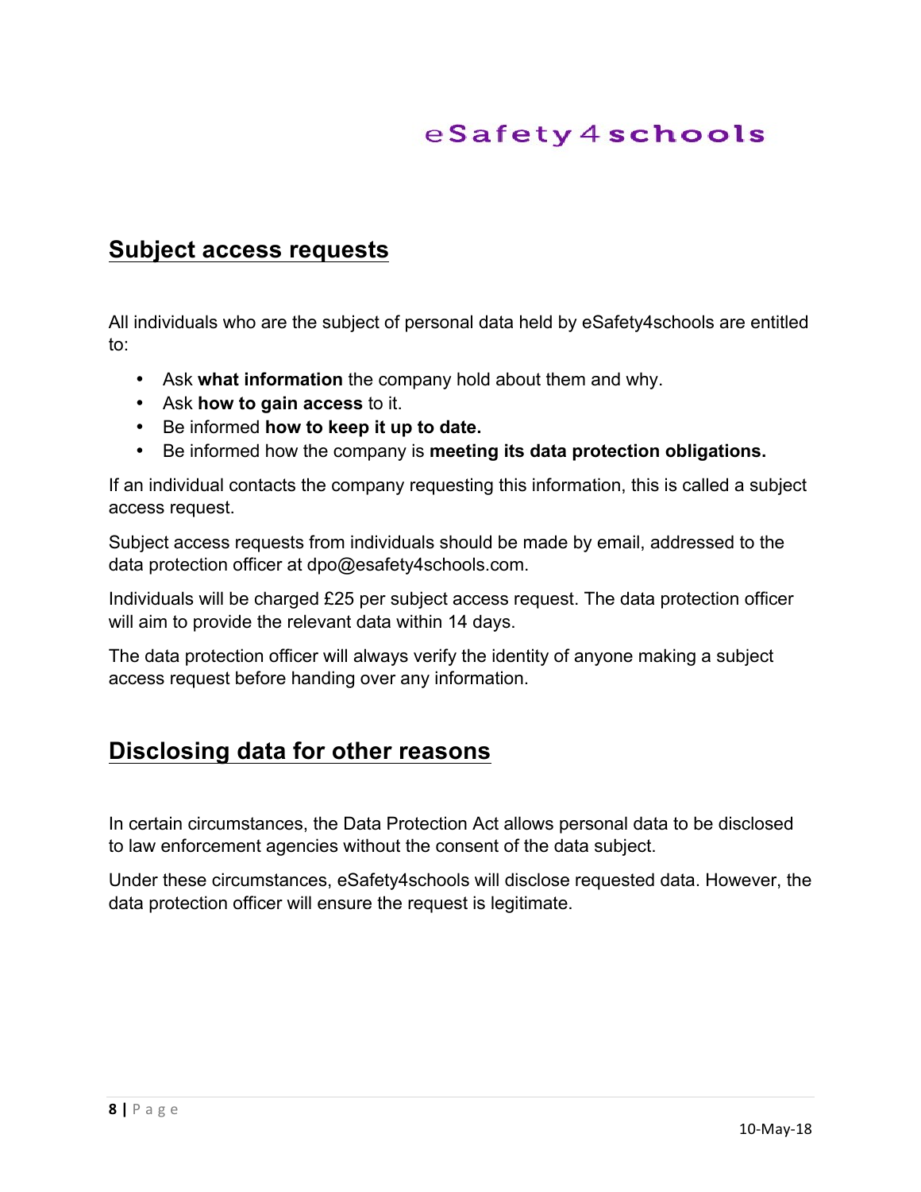## Subject access requests

All individuals who are the subject of personal data held by eSafety4schools are entitled to:

- Ask **what information** the company hold about them and why.
- Ask **how to gain access** to it.
- Be informed **how to keep it up to date.**
- Be informed how the company is **meeting its data protection obligations.**

If an individual contacts the company requesting this information, this is called a subject access request.

Subject access requests from individuals should be made by email, addressed to the data protection officer at dpo@esafety4schools.com.

Individuals will be charged £25 per subject access request. The data protection officer will aim to provide the relevant data within 14 days.

The data protection officer will always verify the identity of anyone making a subject access request before handing over any information.

## Disclosing data for other reasons

In certain circumstances, the Data Protection Act allows personal data to be disclosed to law enforcement agencies without the consent of the data subject.

Under these circumstances, eSafety4schools will disclose requested data. However, the data protection officer will ensure the request is legitimate.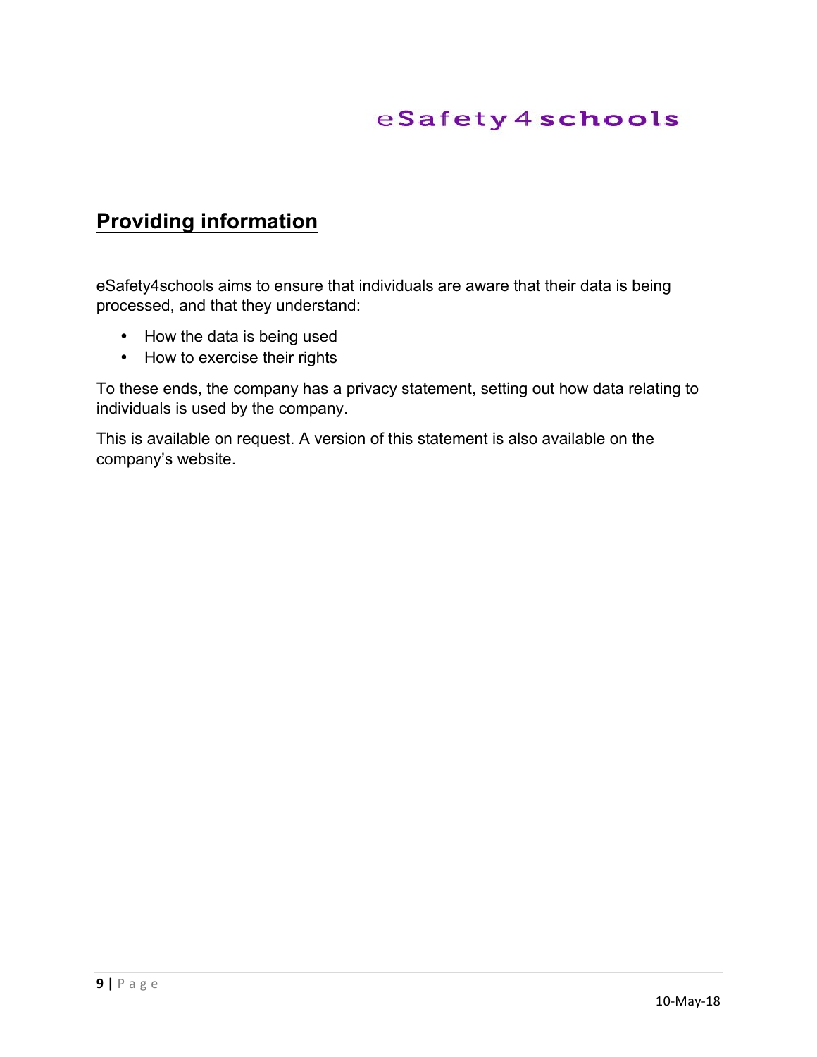## Providing information

eSafety4schools aims to ensure that individuals are aware that their data is being processed, and that they understand:

- How the data is being used
- How to exercise their rights

To these ends, the company has a privacy statement, setting out how data relating to individuals is used by the company.

This is available on request. A version of this statement is also available on the company's website.